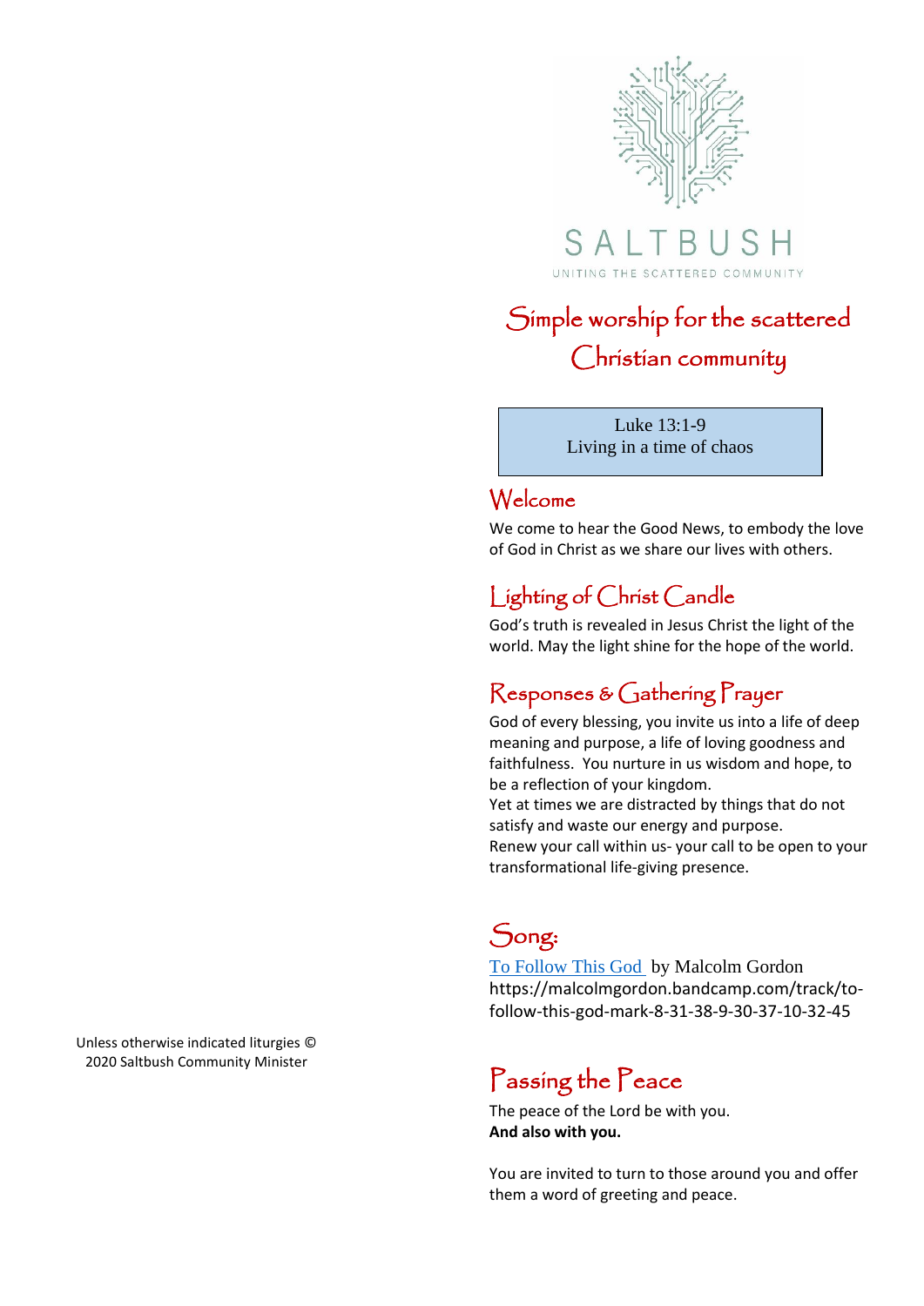SALTBUSH

UNITING THE SCATTERED COMMUNITY

# Simple worship for the scattered Christian community

Luke 13:1-9
Living in a time of chaos

## Welcome

We come to hear the Good News, to embody the love of God in Christ as we share our lives with others.

## Lighting of Christ Candle

God's truth is revealed in Jesus Christ the light of the world. May the light shine for the hope of the world.

## Responses & Gathering Prayer

God of every blessing, you invite us into a life of deep meaning and purpose, a life of loving goodness and faithfulness. You nurture in us wisdom and hope, to be a reflection of your kingdom.
Yet at times we are distracted by things that do not satisfy and waste our energy and purpose.
Renew your call within us- your call to be open to your transformational life-giving presence.

## Song:

To Follow This God by Malcolm Gordon
https://malcolmgordon.bandcamp.com/track/to-follow-this-god-mark-8-31-38-9-30-37-10-32-45

## Passing the Peace

The peace of the Lord be with you.
**And also with you.**

You are invited to turn to those around you and offer them a word of greeting and peace.

Unless otherwise indicated liturgies © 2020 Saltbush Community Minister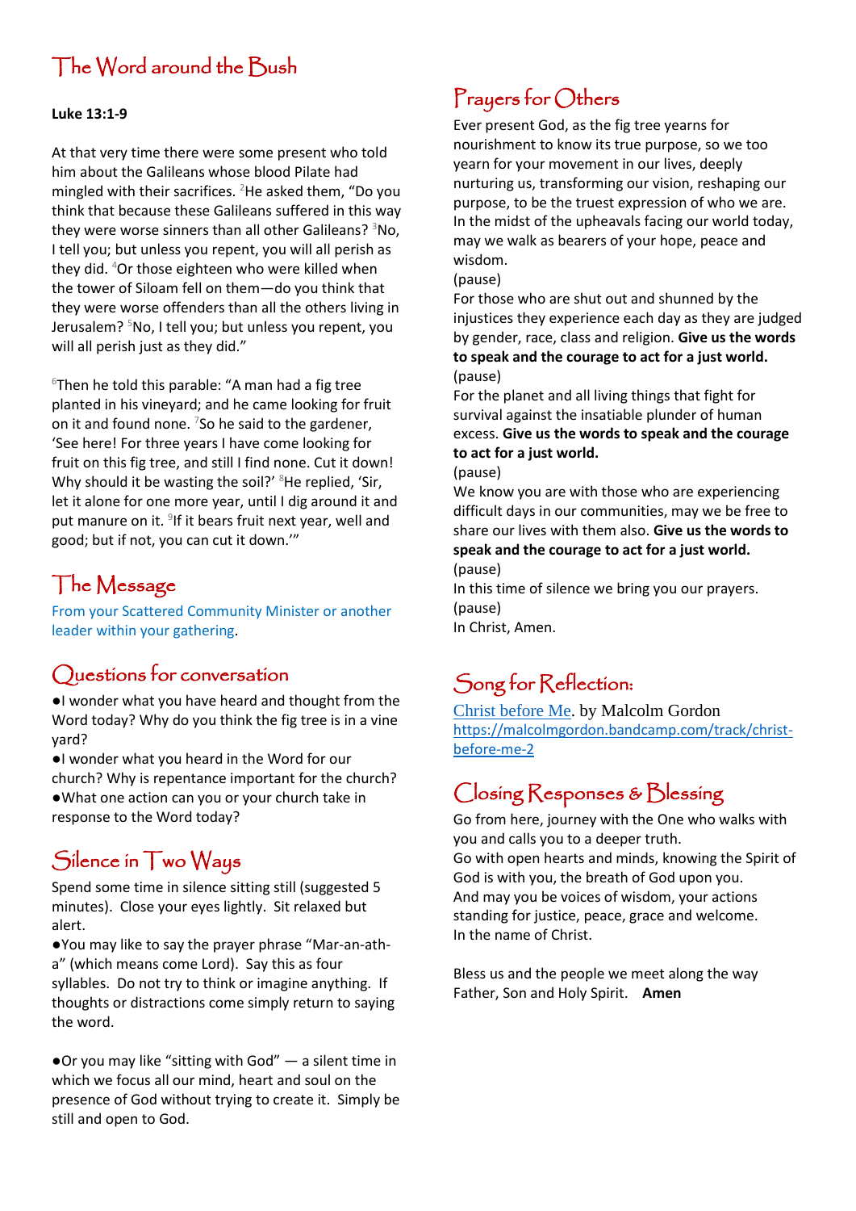## The Word around the Bush

**Luke 13:1-9**

At that very time there were some present who told him about the Galileans whose blood Pilate had mingled with their sacrifices. [2]He asked them, "Do you think that because these Galileans suffered in this way they were worse sinners than all other Galileans? [3]No, I tell you; but unless you repent, you will all perish as they did. [4]Or those eighteen who were killed when the tower of Siloam fell on them—do you think that they were worse offenders than all the others living in Jerusalem? [5]No, I tell you; but unless you repent, you will all perish just as they did."

[6]Then he told this parable: "A man had a fig tree planted in his vineyard; and he came looking for fruit on it and found none. [7]So he said to the gardener, 'See here! For three years I have come looking for fruit on this fig tree, and still I find none. Cut it down! Why should it be wasting the soil?' [8]He replied, 'Sir, let it alone for one more year, until I dig around it and put manure on it. [9]If it bears fruit next year, well and good; but if not, you can cut it down.'"

## The Message

From your Scattered Community Minister or another leader within your gathering.

## Questions for conversation

- I wonder what you have heard and thought from the Word today? Why do you think the fig tree is in a vine yard?
- I wonder what you heard in the Word for our church? Why is repentance important for the church?
- What one action can you or your church take in response to the Word today?

## Silence in Two Ways

Spend some time in silence sitting still (suggested 5 minutes). Close your eyes lightly. Sit relaxed but alert.

- You may like to say the prayer phrase "Mar-an-ath-a" (which means come Lord). Say this as four syllables. Do not try to think or imagine anything. If thoughts or distractions come simply return to saying the word.

- Or you may like "sitting with God" — a silent time in which we focus all our mind, heart and soul on the presence of God without trying to create it. Simply be still and open to God.

## Prayers for Others

Ever present God, as the fig tree yearns for nourishment to know its true purpose, so we too yearn for your movement in our lives, deeply nurturing us, transforming our vision, reshaping our purpose, to be the truest expression of who we are. In the midst of the upheavals facing our world today, may we walk as bearers of your hope, peace and wisdom.

(pause)

For those who are shut out and shunned by the injustices they experience each day as they are judged by gender, race, class and religion. **Give us the words to speak and the courage to act for a just world.**

(pause)

For the planet and all living things that fight for survival against the insatiable plunder of human excess. **Give us the words to speak and the courage to act for a just world.**

(pause)

We know you are with those who are experiencing difficult days in our communities, may we be free to share our lives with them also. **Give us the words to speak and the courage to act for a just world.**

(pause)

In this time of silence we bring you our prayers.

(pause)

In Christ, Amen.

## Song for Reflection:

Christ before Me. by Malcolm Gordon
https://malcolmgordon.bandcamp.com/track/christ-before-me-2

## Closing Responses & Blessing

Go from here, journey with the One who walks with you and calls you to a deeper truth.
Go with open hearts and minds, knowing the Spirit of God is with you, the breath of God upon you.
And may you be voices of wisdom, your actions standing for justice, peace, grace and welcome.
In the name of Christ.

Bless us and the people we meet along the way
Father, Son and Holy Spirit. **Amen**